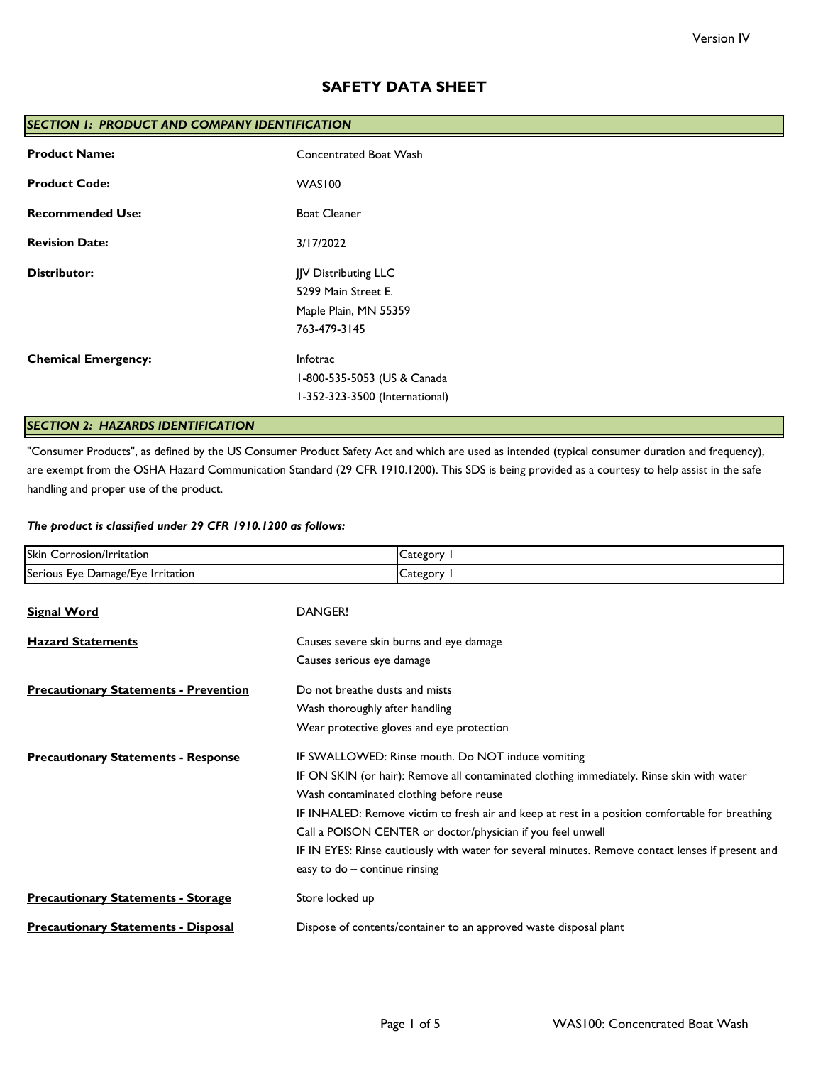# SAFETY DATA SHEET

## *SECTION 1: PRODUCT AND COMPANY IDENTIFICATION*

**Product Name:** Concentrated Boat Wash

**Product Code:** WAS100

**Recommended Use:** Boat Cleaner

**Revision Date:** 3/17/2022

**Distributor:** JJV Distributing LLC
5299 Main Street E.
Maple Plain, MN 55359
763-479-3145

**Chemical Emergency:** Infotrac
1-800-535-5053 (US & Canada
1-352-323-3500 (International)

## *SECTION 2: HAZARDS IDENTIFICATION*

"Consumer Products", as defined by the US Consumer Product Safety Act and which are used as intended (typical consumer duration and frequency), are exempt from the OSHA Hazard Communication Standard (29 CFR 1910.1200). This SDS is being provided as a courtesy to help assist in the safe handling and proper use of the product.

***The product is classified under 29 CFR 1910.1200 as follows:***

| | |
|---|---|
| Skin Corrosion/Irritation | Category 1 |
| Serious Eye Damage/Eye Irritation | Category 1 |

**Signal Word**

DANGER!

**Hazard Statements**

Causes severe skin burns and eye damage
Causes serious eye damage

**Precautionary Statements - Prevention**

Do not breathe dusts and mists
Wash thoroughly after handling
Wear protective gloves and eye protection

**Precautionary Statements - Response**

IF SWALLOWED: Rinse mouth. Do NOT induce vomiting
IF ON SKIN (or hair): Remove all contaminated clothing immediately. Rinse skin with water
Wash contaminated clothing before reuse
IF INHALED: Remove victim to fresh air and keep at rest in a position comfortable for breathing
Call a POISON CENTER or doctor/physician if you feel unwell
IF IN EYES: Rinse cautiously with water for several minutes. Remove contact lenses if present and easy to do – continue rinsing

**Precautionary Statements - Storage**

Store locked up

**Precautionary Statements - Disposal**

Dispose of contents/container to an approved waste disposal plant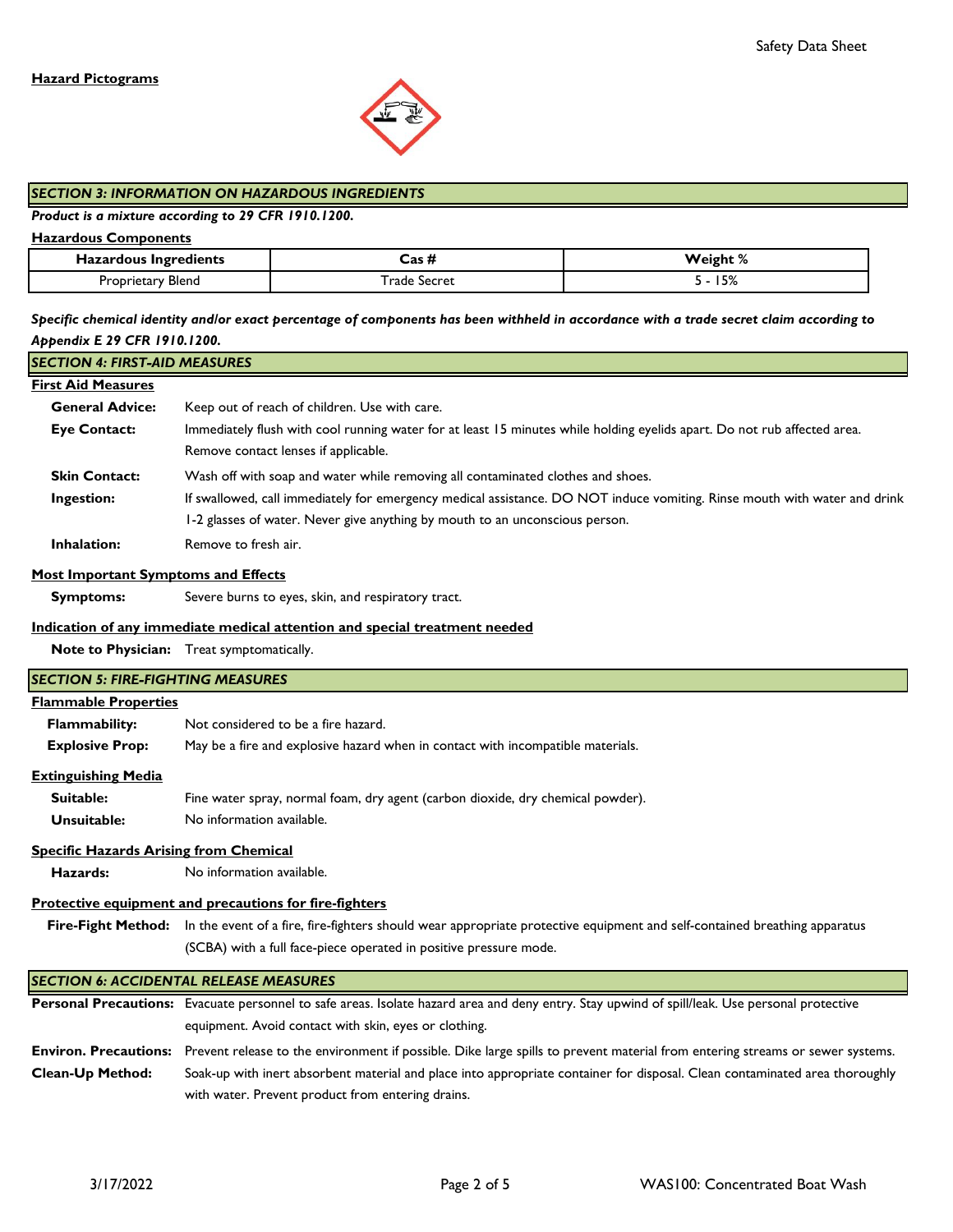**Hazard Pictograms**

## SECTION 3: INFORMATION ON HAZARDOUS INGREDIENTS

***Product is a mixture according to 29 CFR 1910.1200.***

**Hazardous Components**

| Hazardous Ingredients | Cas # | Weight % |
| --- | --- | --- |
| Proprietary Blend | Trade Secret | 5 - 15% |

***Specific chemical identity and/or exact percentage of components has been withheld in accordance with a trade secret claim according to Appendix E 29 CFR 1910.1200.***

## SECTION 4: FIRST-AID MEASURES

**First Aid Measures**

**General Advice:** Keep out of reach of children. Use with care.

**Eye Contact:** Immediately flush with cool running water for at least 15 minutes while holding eyelids apart. Do not rub affected area. Remove contact lenses if applicable.

**Skin Contact:** Wash off with soap and water while removing all contaminated clothes and shoes.

**Ingestion:** If swallowed, call immediately for emergency medical assistance. DO NOT induce vomiting. Rinse mouth with water and drink 1-2 glasses of water. Never give anything by mouth to an unconscious person.

**Inhalation:** Remove to fresh air.

**Most Important Symptoms and Effects**

**Symptoms:** Severe burns to eyes, skin, and respiratory tract.

**Indication of any immediate medical attention and special treatment needed**

**Note to Physician:** Treat symptomatically.

## SECTION 5: FIRE-FIGHTING MEASURES

**Flammable Properties**

**Flammability:** Not considered to be a fire hazard.

**Explosive Prop:** May be a fire and explosive hazard when in contact with incompatible materials.

**Extinguishing Media**

**Suitable:** Fine water spray, normal foam, dry agent (carbon dioxide, dry chemical powder).

**Unsuitable:** No information available.

**Specific Hazards Arising from Chemical**

**Hazards:** No information available.

**Protective equipment and precautions for fire-fighters**

**Fire-Fight Method:** In the event of a fire, fire-fighters should wear appropriate protective equipment and self-contained breathing apparatus (SCBA) with a full face-piece operated in positive pressure mode.

## SECTION 6: ACCIDENTAL RELEASE MEASURES

**Personal Precautions:** Evacuate personnel to safe areas. Isolate hazard area and deny entry. Stay upwind of spill/leak. Use personal protective equipment. Avoid contact with skin, eyes or clothing.

**Environ. Precautions:** Prevent release to the environment if possible. Dike large spills to prevent material from entering streams or sewer systems.

**Clean-Up Method:** Soak-up with inert absorbent material and place into appropriate container for disposal. Clean contaminated area thoroughly with water. Prevent product from entering drains.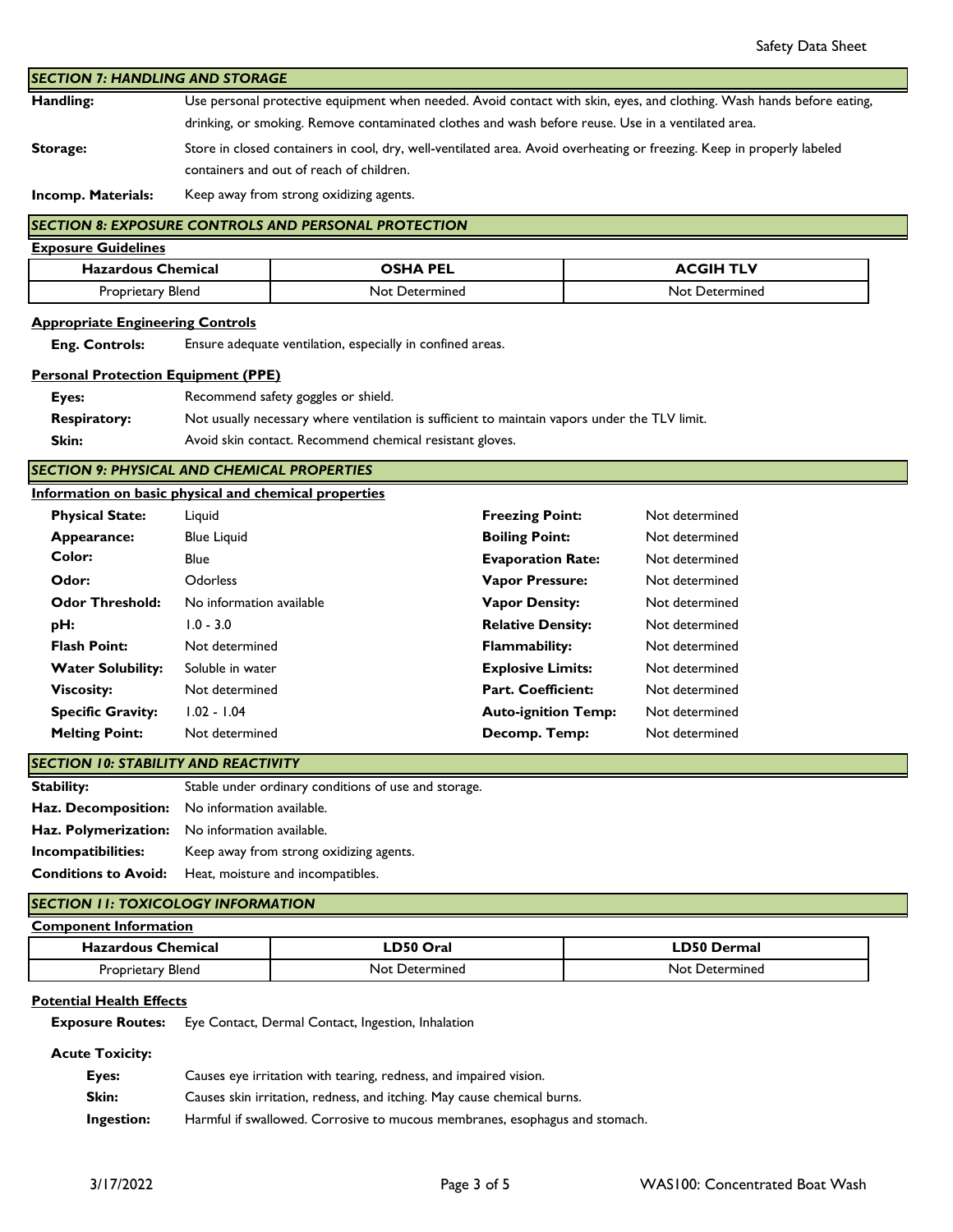## SECTION 7: HANDLING AND STORAGE

**Handling:** Use personal protective equipment when needed. Avoid contact with skin, eyes, and clothing. Wash hands before eating, drinking, or smoking. Remove contaminated clothes and wash before reuse. Use in a ventilated area.

**Storage:** Store in closed containers in cool, dry, well-ventilated area. Avoid overheating or freezing. Keep in properly labeled containers and out of reach of children.

**Incomp. Materials:** Keep away from strong oxidizing agents.

## SECTION 8: EXPOSURE CONTROLS AND PERSONAL PROTECTION

**Exposure Guidelines**

| Hazardous Chemical | OSHA PEL | ACGIH TLV |
|---|---|---|
| Proprietary Blend | Not Determined | Not Determined |

**Appropriate Engineering Controls**

**Eng. Controls:** Ensure adequate ventilation, especially in confined areas.

**Personal Protection Equipment (PPE)**

**Eyes:** Recommend safety goggles or shield.

**Respiratory:** Not usually necessary where ventilation is sufficient to maintain vapors under the TLV limit.

**Skin:** Avoid skin contact. Recommend chemical resistant gloves.

## SECTION 9: PHYSICAL AND CHEMICAL PROPERTIES

**Information on basic physical and chemical properties**

| | | | |
|---|---|---|---|
| **Physical State:** | Liquid | **Freezing Point:** | Not determined |
| **Appearance:** | Blue Liquid | **Boiling Point:** | Not determined |
| **Color:** | Blue | **Evaporation Rate:** | Not determined |
| **Odor:** | Odorless | **Vapor Pressure:** | Not determined |
| **Odor Threshold:** | No information available | **Vapor Density:** | Not determined |
| **pH:** | 1.0 - 3.0 | **Relative Density:** | Not determined |
| **Flash Point:** | Not determined | **Flammability:** | Not determined |
| **Water Solubility:** | Soluble in water | **Explosive Limits:** | Not determined |
| **Viscosity:** | Not determined | **Part. Coefficient:** | Not determined |
| **Specific Gravity:** | 1.02 - 1.04 | **Auto-ignition Temp:** | Not determined |
| **Melting Point:** | Not determined | **Decomp. Temp:** | Not determined |

## SECTION 10: STABILITY AND REACTIVITY

**Stability:** Stable under ordinary conditions of use and storage.

**Haz. Decomposition:** No information available.

**Haz. Polymerization:** No information available.

**Incompatibilities:** Keep away from strong oxidizing agents.

**Conditions to Avoid:** Heat, moisture and incompatibles.

## SECTION 11: TOXICOLOGY INFORMATION

**Component Information**

| Hazardous Chemical | LD50 Oral | LD50 Dermal |
|---|---|---|
| Proprietary Blend | Not Determined | Not Determined |

**Potential Health Effects**

**Exposure Routes:** Eye Contact, Dermal Contact, Ingestion, Inhalation

**Acute Toxicity:**

**Eyes:** Causes eye irritation with tearing, redness, and impaired vision.

**Skin:** Causes skin irritation, redness, and itching. May cause chemical burns.

**Ingestion:** Harmful if swallowed. Corrosive to mucous membranes, esophagus and stomach.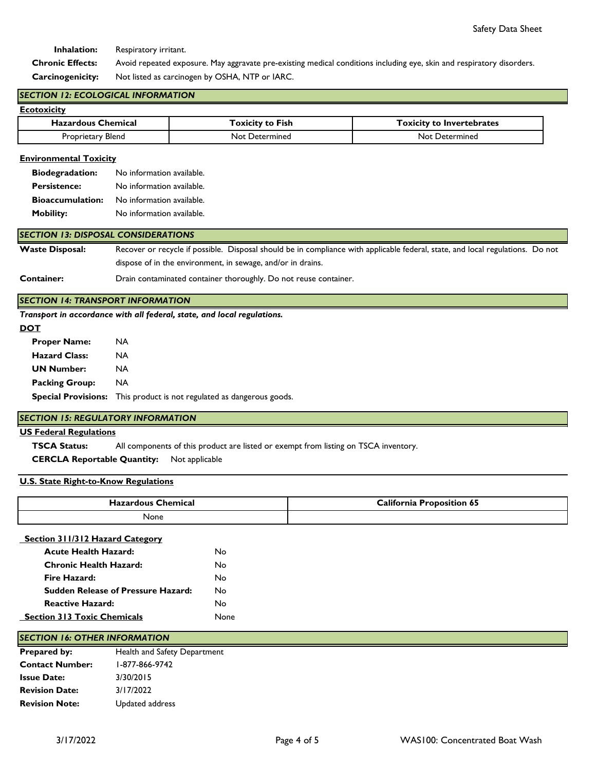**Inhalation:** Respiratory irritant.

**Chronic Effects:** Avoid repeated exposure. May aggravate pre-existing medical conditions including eye, skin and respiratory disorders.

**Carcinogenicity:** Not listed as carcinogen by OSHA, NTP or IARC.

## *SECTION 12: ECOLOGICAL INFORMATION*

**Ecotoxicity**

| Hazardous Chemical | Toxicity to Fish | Toxicity to Invertebrates |
|---|---|---|
| Proprietary Blend | Not Determined | Not Determined |

**Environmental Toxicity**

**Biodegradation:** No information available.

**Persistence:** No information available.

**Bioaccumulation:** No information available.

**Mobility:** No information available.

## *SECTION 13: DISPOSAL CONSIDERATIONS*

**Waste Disposal:** Recover or recycle if possible. Disposal should be in compliance with applicable federal, state, and local regulations. Do not dispose of in the environment, in sewage, and/or in drains.

**Container:** Drain contaminated container thoroughly. Do not reuse container.

## *SECTION 14: TRANSPORT INFORMATION*

***Transport in accordance with all federal, state, and local regulations.***

**DOT**

**Proper Name:** NA

**Hazard Class:** NA

**UN Number:** NA

**Packing Group:** NA

**Special Provisions:** This product is not regulated as dangerous goods.

## *SECTION 15: REGULATORY INFORMATION*

**US Federal Regulations**

**TSCA Status:** All components of this product are listed or exempt from listing on TSCA inventory.

**CERCLA Reportable Quantity:** Not applicable

**U.S. State Right-to-Know Regulations**

| Hazardous Chemical | California Proposition 65 |
|---|---|
| None | |

**Section 311/312 Hazard Category**

**Acute Health Hazard:** No

**Chronic Health Hazard:** No

**Fire Hazard:** No

**Sudden Release of Pressure Hazard:** No

**Reactive Hazard:** No

**Section 313 Toxic Chemicals** None

## *SECTION 16: OTHER INFORMATION*

**Prepared by:** Health and Safety Department

**Contact Number:** 1-877-866-9742

**Issue Date:** 3/30/2015

**Revision Date:** 3/17/2022

**Revision Note:** Updated address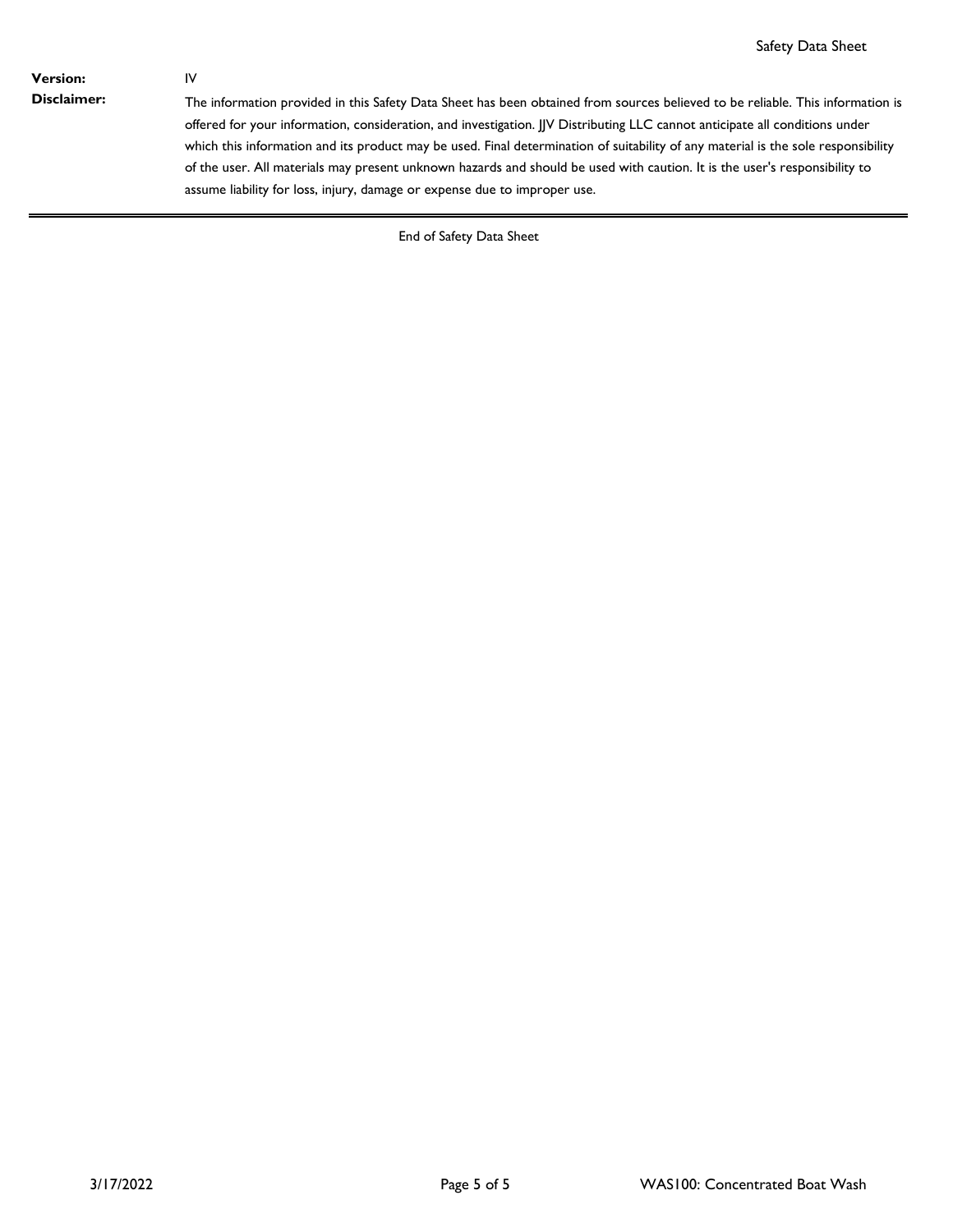**Version:** IV

**Disclaimer:** The information provided in this Safety Data Sheet has been obtained from sources believed to be reliable. This information is offered for your information, consideration, and investigation. JJV Distributing LLC cannot anticipate all conditions under which this information and its product may be used. Final determination of suitability of any material is the sole responsibility of the user. All materials may present unknown hazards and should be used with caution. It is the user's responsibility to assume liability for loss, injury, damage or expense due to improper use.

---

End of Safety Data Sheet